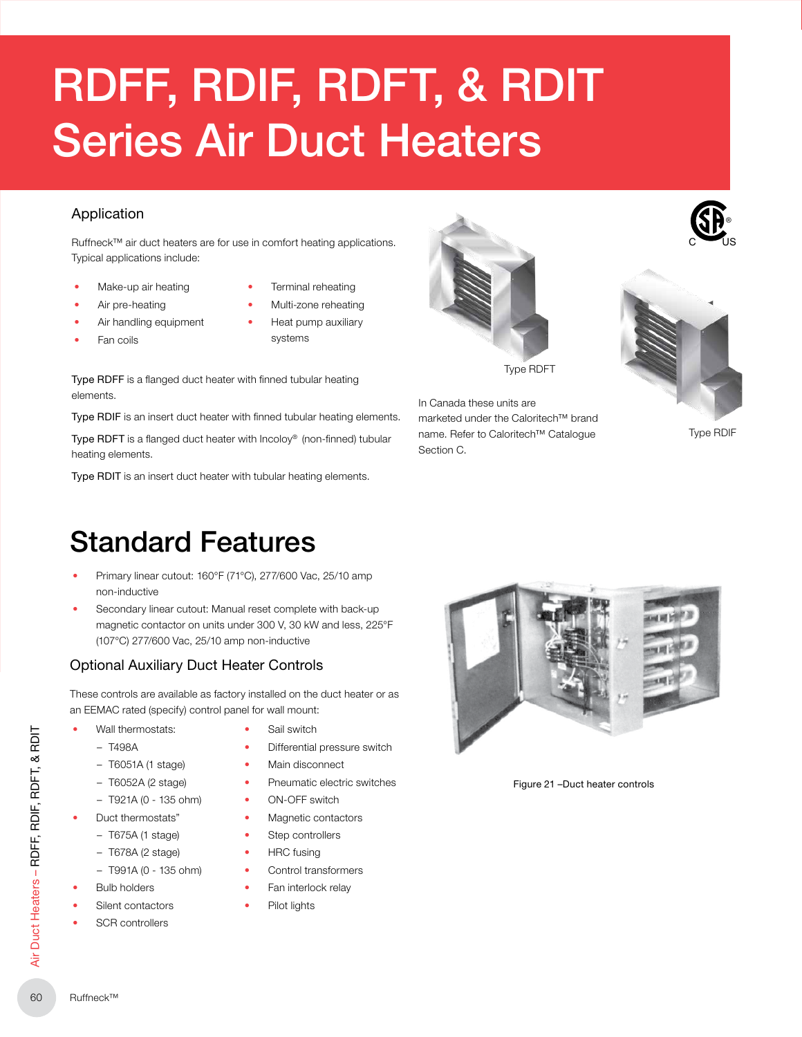# RDFF, RDIF, RDFT, & RDIT Series Air Duct Heaters

## Application

Ruffneck™ air duct heaters are for use in comfort heating applications. Typical applications include:

- Make-up air heating
- Air pre-heating
- Air handling equipment
- Fan coils
- Terminal reheating
- Multi-zone reheating
- Heat pump auxiliary systems

Type RDFF is a flanged duct heater with finned tubular heating elements.

Type RDIF is an insert duct heater with finned tubular heating elements.

Type RDFT is a flanged duct heater with Incoloy® (non-finned) tubular heating elements.

Type RDIT is an insert duct heater with tubular heating elements.

Type RDFT

In Canada these units are marketed under the Caloritech™ brand name. Refer to Caloritech™ Catalogue Section C.

Type RDIF

# Standard Features

- Primary linear cutout: 160°F (71°C), 277/600 Vac, 25/10 amp non-inductive
- Secondary linear cutout: Manual reset complete with back-up magnetic contactor on units under 300 V, 30 kW and less, 225°F (107°C) 277/600 Vac, 25/10 amp non-inductive

## Optional Auxiliary Duct Heater Controls

These controls are available as factory installed on the duct heater or as an EEMAC rated (specify) control panel for wall mount:

- Wall thermostats:
  - T498A
  - T6051A (1 stage)
  - T6052A (2 stage)
  - T921A (0 - 135 ohm)
- Duct thermostats"
  - T675A (1 stage)
  - T678A (2 stage)
  - T991A (0 - 135 ohm)
- Bulb holders
- Silent contactors
- SCR controllers
- Sail switch
- Differential pressure switch
- Main disconnect
- Pneumatic electric switches
- ON-OFF switch
- Magnetic contactors
- Step controllers
- HRC fusing
- Control transformers
- Fan interlock relay
- Pilot lights

Figure 21 –Duct heater controls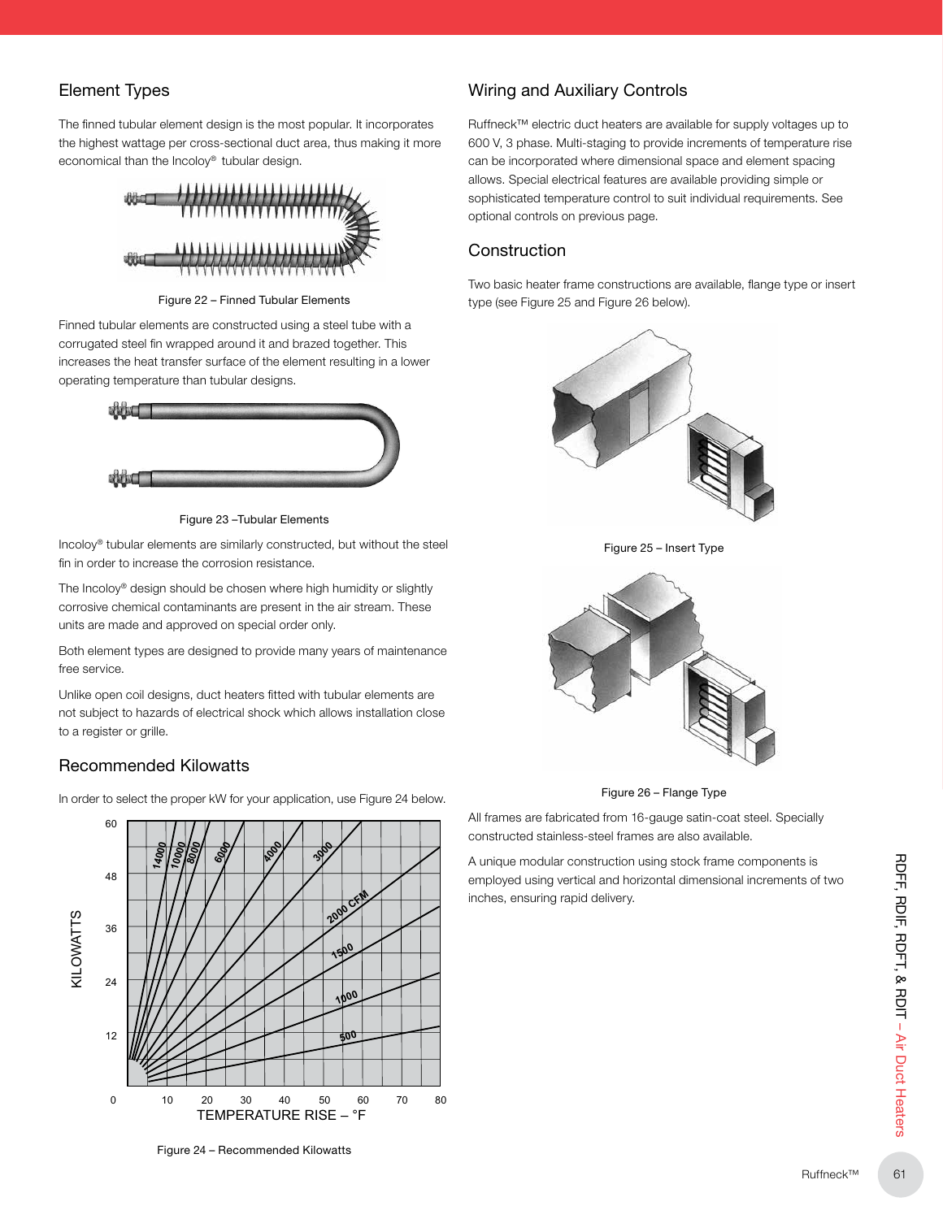## Element Types

The finned tubular element design is the most popular. It incorporates the highest wattage per cross-sectional duct area, thus making it more economical than the Incoloy® tubular design.

Figure 22 – Finned Tubular Elements

Finned tubular elements are constructed using a steel tube with a corrugated steel fin wrapped around it and brazed together. This increases the heat transfer surface of the element resulting in a lower operating temperature than tubular designs.

Figure 23 –Tubular Elements

Incoloy® tubular elements are similarly constructed, but without the steel fin in order to increase the corrosion resistance.

The Incoloy® design should be chosen where high humidity or slightly corrosive chemical contaminants are present in the air stream. These units are made and approved on special order only.

Both element types are designed to provide many years of maintenance free service.

Unlike open coil designs, duct heaters fitted with tubular elements are not subject to hazards of electrical shock which allows installation close to a register or grille.

## Recommended Kilowatts

In order to select the proper kW for your application, use Figure 24 below.

Figure 24 – Recommended Kilowatts

## Wiring and Auxiliary Controls

Ruffneck™ electric duct heaters are available for supply voltages up to 600 V, 3 phase. Multi-staging to provide increments of temperature rise can be incorporated where dimensional space and element spacing allows. Special electrical features are available providing simple or sophisticated temperature control to suit individual requirements. See optional controls on previous page.

## Construction

Two basic heater frame constructions are available, flange type or insert type (see Figure 25 and Figure 26 below).

Figure 25 – Insert Type

Figure 26 – Flange Type

All frames are fabricated from 16-gauge satin-coat steel. Specially constructed stainless-steel frames are also available.

A unique modular construction using stock frame components is employed using vertical and horizontal dimensional increments of two inches, ensuring rapid delivery.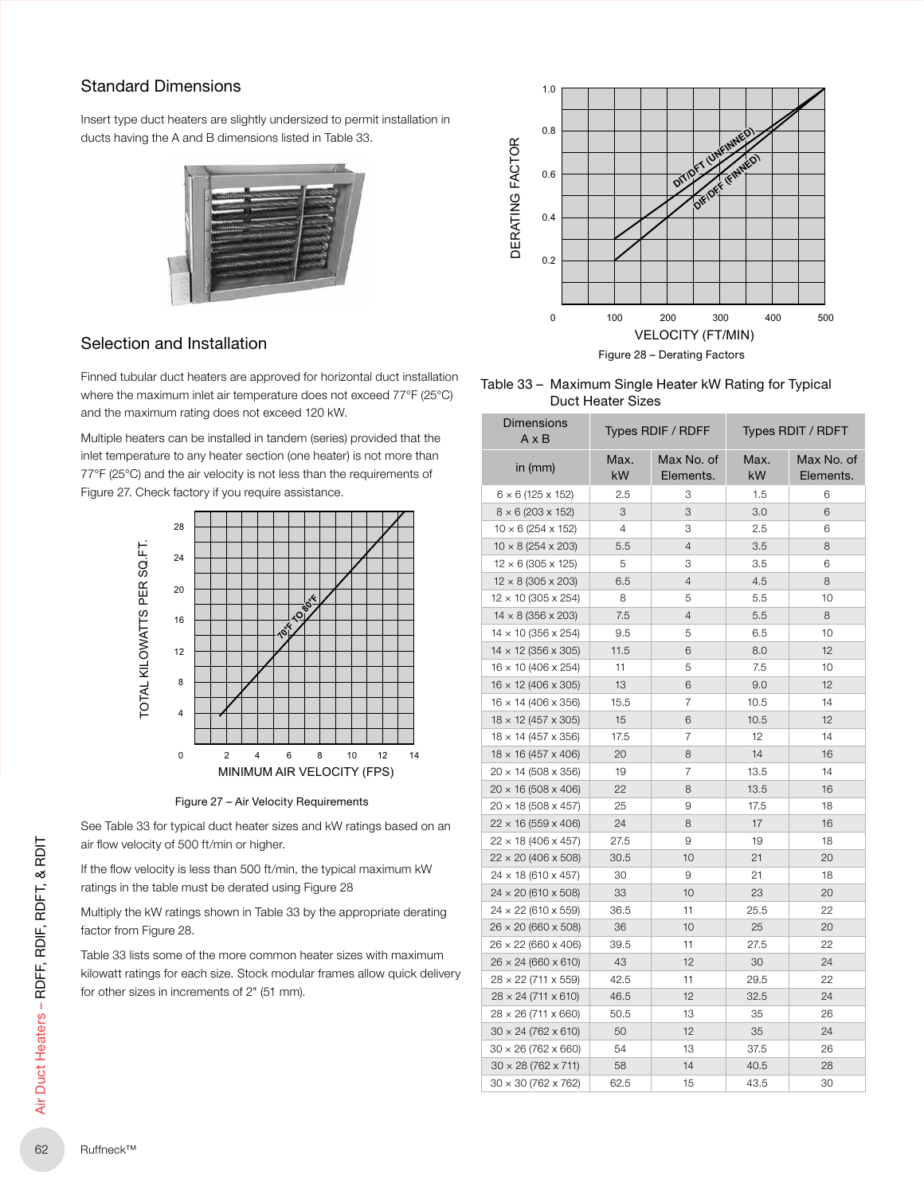## Standard Dimensions

Insert type duct heaters are slightly undersized to permit installation in ducts having the A and B dimensions listed in Table 33.

## Selection and Installation

Finned tubular duct heaters are approved for horizontal duct installation where the maximum inlet air temperature does not exceed 77°F (25°C) and the maximum rating does not exceed 120 kW.

Multiple heaters can be installed in tandem (series) provided that the inlet temperature to any heater section (one heater) is not more than 77°F (25°C) and the air velocity is not less than the requirements of Figure 27. Check factory if you require assistance.

TOTAL KILOWATTS PER SQ.FT.
0 4 8 12 16 20 24 28
MINIMUM AIR VELOCITY (FPS)
2 4 6 8 10 12 14
70°F TO 80°F

Figure 27 – Air Velocity Requirements

See Table 33 for typical duct heater sizes and kW ratings based on an air flow velocity of 500 ft/min or higher.

If the flow velocity is less than 500 ft/min, the typical maximum kW ratings in the table must be derated using Figure 28

Multiply the kW ratings shown in Table 33 by the appropriate derating factor from Figure 28.

Table 33 lists some of the more common heater sizes with maximum kilowatt ratings for each size. Stock modular frames allow quick delivery for other sizes in increments of 2" (51 mm).

DERATING FACTOR
0 0.2 0.4 0.6 0.8 1.0
VELOCITY (FT/MIN)
100 200 300 400 500
DIT/DFT (UNFINNED)
DIF/DFF (FINNED)

Figure 28 – Derating Factors

Table 33 – Maximum Single Heater kW Rating for Typical Duct Heater Sizes

| Dimensions A x B | Types RDIF / RDFF | | Types RDIT / RDFT | |
|---|---|---|---|---|
| in (mm) | Max. kW | Max No. of Elements. | Max. kW | Max No. of Elements. |
| 6 × 6 (125 x 152) | 2.5 | 3 | 1.5 | 6 |
| 8 × 6 (203 x 152) | 3 | 3 | 3.0 | 6 |
| 10 × 6 (254 x 152) | 4 | 3 | 2.5 | 6 |
| 10 × 8 (254 x 203) | 5.5 | 4 | 3.5 | 8 |
| 12 × 6 (305 x 125) | 5 | 3 | 3.5 | 6 |
| 12 × 8 (305 x 203) | 6.5 | 4 | 4.5 | 8 |
| 12 × 10 (305 x 254) | 8 | 5 | 5.5 | 10 |
| 14 × 8 (356 x 203) | 7.5 | 4 | 5.5 | 8 |
| 14 × 10 (356 x 254) | 9.5 | 5 | 6.5 | 10 |
| 14 × 12 (356 x 305) | 11.5 | 6 | 8.0 | 12 |
| 16 × 10 (406 x 254) | 11 | 5 | 7.5 | 10 |
| 16 × 12 (406 x 305) | 13 | 6 | 9.0 | 12 |
| 16 × 14 (406 x 356) | 15.5 | 7 | 10.5 | 14 |
| 18 × 12 (457 x 305) | 15 | 6 | 10.5 | 12 |
| 18 × 14 (457 x 356) | 17.5 | 7 | 12 | 14 |
| 18 × 16 (457 x 406) | 20 | 8 | 14 | 16 |
| 20 × 14 (508 x 356) | 19 | 7 | 13.5 | 14 |
| 20 × 16 (508 x 406) | 22 | 8 | 13.5 | 16 |
| 20 × 18 (508 x 457) | 25 | 9 | 17.5 | 18 |
| 22 × 16 (559 x 406) | 24 | 8 | 17 | 16 |
| 22 × 18 (406 x 457) | 27.5 | 9 | 19 | 18 |
| 22 × 20 (406 x 508) | 30.5 | 10 | 21 | 20 |
| 24 × 18 (610 x 457) | 30 | 9 | 21 | 18 |
| 24 × 20 (610 x 508) | 33 | 10 | 23 | 20 |
| 24 × 22 (610 x 559) | 36.5 | 11 | 25.5 | 22 |
| 26 × 20 (660 x 508) | 36 | 10 | 25 | 20 |
| 26 × 22 (660 x 406) | 39.5 | 11 | 27.5 | 22 |
| 26 × 24 (660 x 610) | 43 | 12 | 30 | 24 |
| 28 × 22 (711 x 559) | 42.5 | 11 | 29.5 | 22 |
| 28 × 24 (711 x 610) | 46.5 | 12 | 32.5 | 24 |
| 28 × 26 (711 x 660) | 50.5 | 13 | 35 | 26 |
| 30 × 24 (762 x 610) | 50 | 12 | 35 | 24 |
| 30 × 26 (762 x 660) | 54 | 13 | 37.5 | 26 |
| 30 × 28 (762 x 711) | 58 | 14 | 40.5 | 28 |
| 30 × 30 (762 x 762) | 62.5 | 15 | 43.5 | 30 |